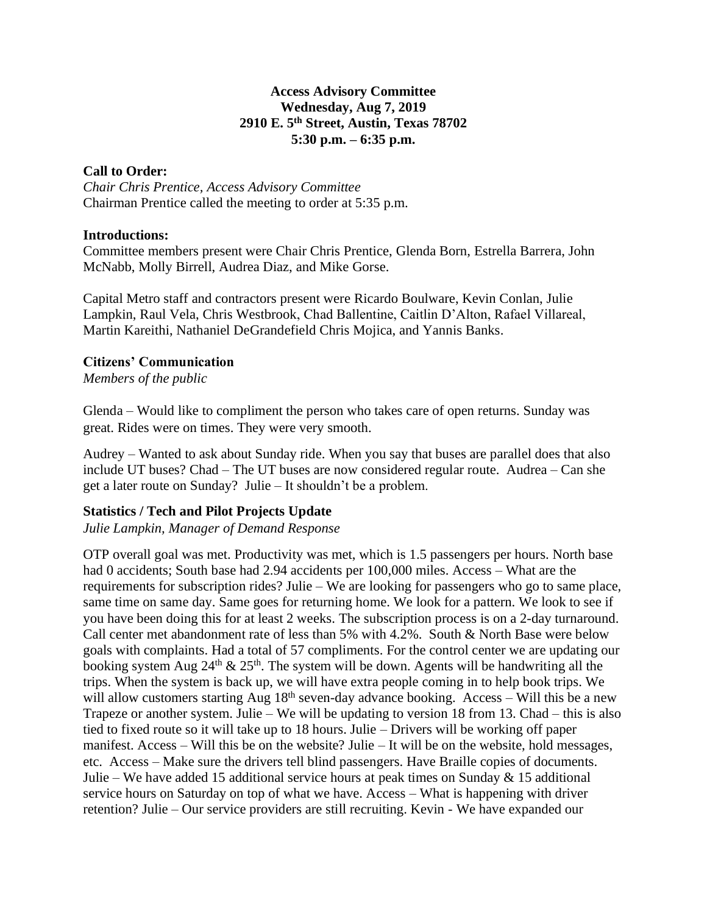**Access Advisory Committee**
**Wednesday, Aug 7, 2019**
**2910 E. 5th Street, Austin, Texas 78702**
**5:30 p.m. – 6:35 p.m.**

**Call to Order:**

*Chair Chris Prentice, Access Advisory Committee*
Chairman Prentice called the meeting to order at 5:35 p.m.

**Introductions:**

Committee members present were Chair Chris Prentice, Glenda Born, Estrella Barrera, John McNabb, Molly Birrell, Audrea Diaz, and Mike Gorse.

Capital Metro staff and contractors present were Ricardo Boulware, Kevin Conlan, Julie Lampkin, Raul Vela, Chris Westbrook, Chad Ballentine, Caitlin D'Alton, Rafael Villareal, Martin Kareithi, Nathaniel DeGrandefield Chris Mojica, and Yannis Banks.

**Citizens' Communication**

*Members of the public*

Glenda – Would like to compliment the person who takes care of open returns. Sunday was great. Rides were on times. They were very smooth.

Audrey – Wanted to ask about Sunday ride. When you say that buses are parallel does that also include UT buses? Chad – The UT buses are now considered regular route. Audrea – Can she get a later route on Sunday? Julie – It shouldn't be a problem.

**Statistics / Tech and Pilot Projects Update**

*Julie Lampkin, Manager of Demand Response*

OTP overall goal was met. Productivity was met, which is 1.5 passengers per hours. North base had 0 accidents; South base had 2.94 accidents per 100,000 miles. Access – What are the requirements for subscription rides? Julie – We are looking for passengers who go to same place, same time on same day. Same goes for returning home. We look for a pattern. We look to see if you have been doing this for at least 2 weeks. The subscription process is on a 2-day turnaround. Call center met abandonment rate of less than 5% with 4.2%. South & North Base were below goals with complaints. Had a total of 57 compliments. For the control center we are updating our booking system Aug 24th & 25th. The system will be down. Agents will be handwriting all the trips. When the system is back up, we will have extra people coming in to help book trips. We will allow customers starting Aug 18th seven-day advance booking. Access – Will this be a new Trapeze or another system. Julie – We will be updating to version 18 from 13. Chad – this is also tied to fixed route so it will take up to 18 hours. Julie – Drivers will be working off paper manifest. Access – Will this be on the website? Julie – It will be on the website, hold messages, etc. Access – Make sure the drivers tell blind passengers. Have Braille copies of documents. Julie – We have added 15 additional service hours at peak times on Sunday & 15 additional service hours on Saturday on top of what we have. Access – What is happening with driver retention? Julie – Our service providers are still recruiting. Kevin - We have expanded our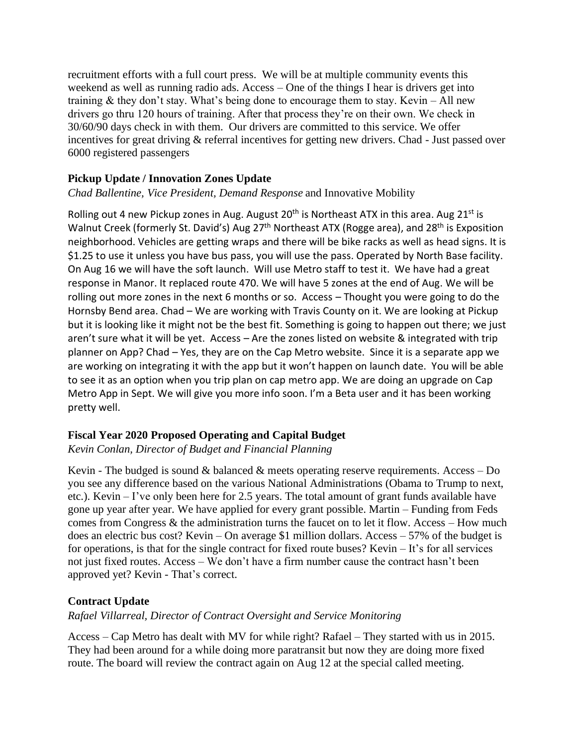recruitment efforts with a full court press. We will be at multiple community events this weekend as well as running radio ads. Access – One of the things I hear is drivers get into training & they don't stay. What's being done to encourage them to stay. Kevin – All new drivers go thru 120 hours of training. After that process they're on their own. We check in 30/60/90 days check in with them. Our drivers are committed to this service. We offer incentives for great driving & referral incentives for getting new drivers. Chad - Just passed over 6000 registered passengers

### Pickup Update / Innovation Zones Update

*Chad Ballentine, Vice President, Demand Response* and Innovative Mobility

Rolling out 4 new Pickup zones in Aug. August 20th is Northeast ATX in this area. Aug 21st is Walnut Creek (formerly St. David's) Aug 27th Northeast ATX (Rogge area), and 28th is Exposition neighborhood. Vehicles are getting wraps and there will be bike racks as well as head signs. It is $1.25 to use it unless you have bus pass, you will use the pass. Operated by North Base facility. On Aug 16 we will have the soft launch. Will use Metro staff to test it. We have had a great response in Manor. It replaced route 470. We will have 5 zones at the end of Aug. We will be rolling out more zones in the next 6 months or so. Access – Thought you were going to do the Hornsby Bend area. Chad – We are working with Travis County on it. We are looking at Pickup but it is looking like it might not be the best fit. Something is going to happen out there; we just aren't sure what it will be yet. Access – Are the zones listed on website & integrated with trip planner on App? Chad – Yes, they are on the Cap Metro website. Since it is a separate app we are working on integrating it with the app but it won't happen on launch date. You will be able to see it as an option when you trip plan on cap metro app. We are doing an upgrade on Cap Metro App in Sept. We will give you more info soon. I'm a Beta user and it has been working pretty well.

### Fiscal Year 2020 Proposed Operating and Capital Budget

*Kevin Conlan, Director of Budget and Financial Planning*

Kevin - The budged is sound & balanced & meets operating reserve requirements. Access – Do you see any difference based on the various National Administrations (Obama to Trump to next, etc.). Kevin – I've only been here for 2.5 years. The total amount of grant funds available have gone up year after year. We have applied for every grant possible. Martin – Funding from Feds comes from Congress & the administration turns the faucet on to let it flow. Access – How much does an electric bus cost? Kevin – On average $1 million dollars. Access – 57% of the budget is for operations, is that for the single contract for fixed route buses? Kevin – It's for all services not just fixed routes. Access – We don't have a firm number cause the contract hasn't been approved yet? Kevin - That's correct.

### Contract Update

*Rafael Villarreal, Director of Contract Oversight and Service Monitoring*

Access – Cap Metro has dealt with MV for while right? Rafael – They started with us in 2015. They had been around for a while doing more paratransit but now they are doing more fixed route. The board will review the contract again on Aug 12 at the special called meeting.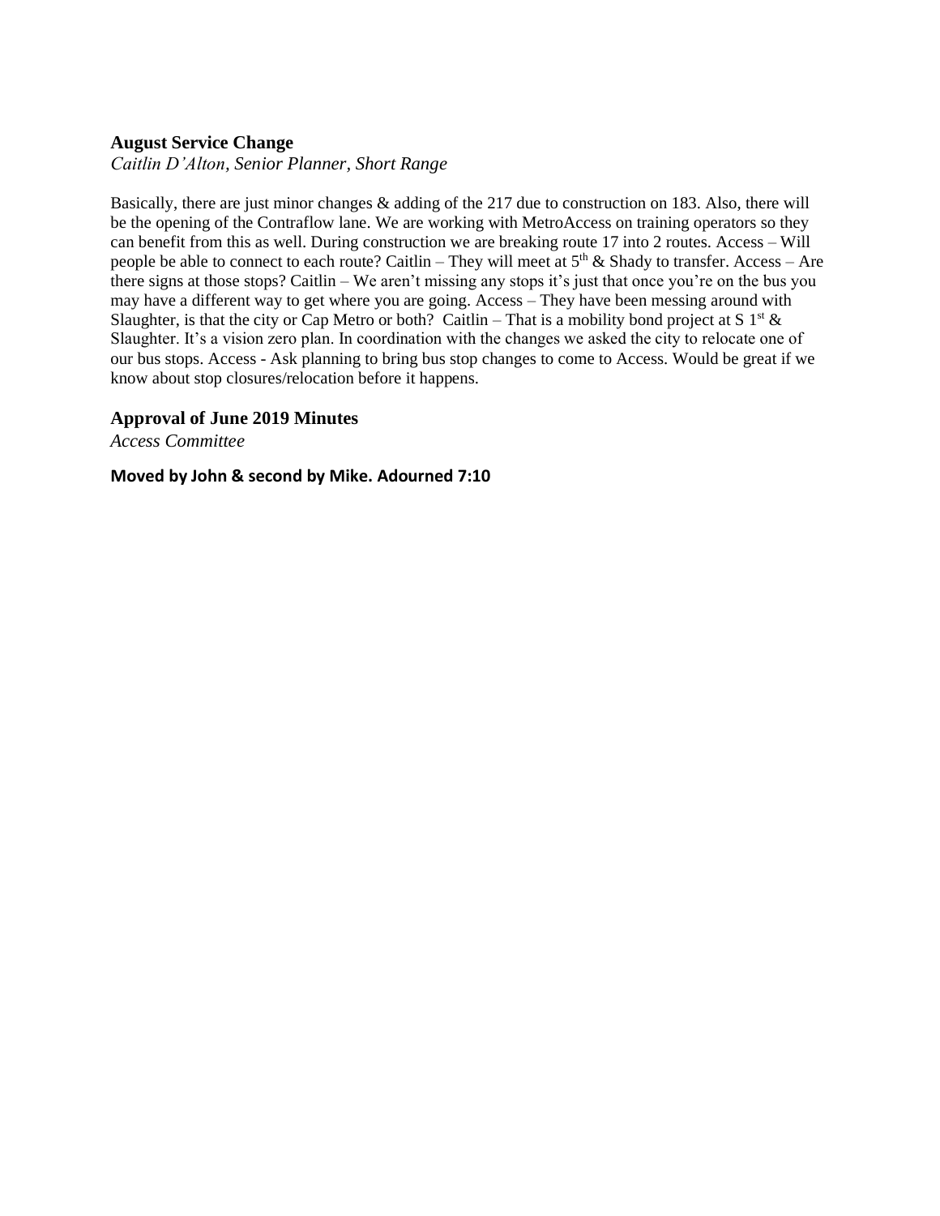### August Service Change

*Caitlin D'Alton, Senior Planner, Short Range*

Basically, there are just minor changes & adding of the 217 due to construction on 183. Also, there will be the opening of the Contraflow lane. We are working with MetroAccess on training operators so they can benefit from this as well. During construction we are breaking route 17 into 2 routes. Access – Will people be able to connect to each route? Caitlin – They will meet at 5th & Shady to transfer. Access – Are there signs at those stops? Caitlin – We aren't missing any stops it's just that once you're on the bus you may have a different way to get where you are going. Access – They have been messing around with Slaughter, is that the city or Cap Metro or both? Caitlin – That is a mobility bond project at S 1st & Slaughter. It's a vision zero plan. In coordination with the changes we asked the city to relocate one of our bus stops. Access - Ask planning to bring bus stop changes to come to Access. Would be great if we know about stop closures/relocation before it happens.

### Approval of June 2019 Minutes

*Access Committee*

**Moved by John & second by Mike. Adourned 7:10**